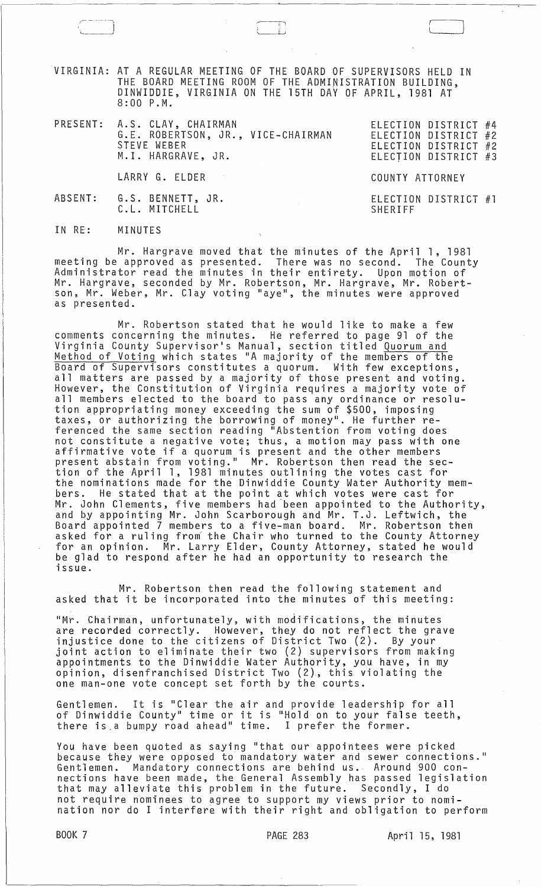VIRGINIA: AT A REGULAR MEETING OF THE BOARD OF SUPERVISORS HELD IN THE BOARD MEETING ROOM OF THE ADMINISTRATION BUILDING, DINWIDDIE, VIRGINIA ON THE 15TH DAY OF APRIL, 1981 AT 8:00 P.M.

| | | |
|---|---|---|
| PRESENT: | A.S. CLAY, CHAIRMAN | ELECTION DISTRICT #4 |
| | G.E. ROBERTSON, JR., VICE-CHAIRMAN | ELECTION DISTRICT #2 |
| | STEVE WEBER | ELECTION DISTRICT #2 |
| | M.I. HARGRAVE, JR. | ELECTION DISTRICT #3 |
| | LARRY G. ELDER | COUNTY ATTORNEY |
| ABSENT: | G.S. BENNETT, JR. | ELECTION DISTRICT #1 |
| | C.L. MITCHELL | SHERIFF |

IN RE: MINUTES

Mr. Hargrave moved that the minutes of the April 1, 1981 meeting be approved as presented. There was no second. The County Administrator read the minutes in their entirety. Upon motion of Mr. Hargrave, seconded by Mr. Robertson, Mr. Hargrave, Mr. Robertson, Mr. Weber, Mr. Clay voting "aye", the minutes were approved as presented.

Mr. Robertson stated that he would like to make a few comments concerning the minutes. He referred to page 91 of the Virginia County Supervisor's Manual, section titled Quorum and Method of Voting which states "A majority of the members of the Board of Supervisors constitutes a quorum. With few exceptions, all matters are passed by a majority of those present and voting. However, the Constitution of Virginia requires a majority vote of all members elected to the board to pass any ordinance or resolution appropriating money exceeding the sum of $500, imposing taxes, or authorizing the borrowing of money". He further referenced the same section reading "Abstention from voting does not constitute a negative vote; thus, a motion may pass with one affirmative vote if a quorum is present and the other members present abstain from voting." Mr. Robertson then read the section of the April 1, 1981 minutes outlining the votes cast for the nominations made for the Dinwiddie County Water Authority members. He stated that at the point at which votes were cast for Mr. John Clements, five members had been appointed to the Authority, and by appointing Mr. John Scarborough and Mr. T.J. Leftwich, the Board appointed 7 members to a five-man board. Mr. Robertson then asked for a ruling from the Chair who turned to the County Attorney for an opinion. Mr. Larry Elder, County Attorney, stated he would be glad to respond after he had an opportunity to research the issue.

Mr. Robertson then read the following statement and asked that it be incorporated into the minutes of this meeting:

"Mr. Chairman, unfortunately, with modifications, the minutes are recorded correctly. However, they do not reflect the grave injustice done to the citizens of District Two (2). By your joint action to eliminate their two (2) supervisors from making appointments to the Dinwiddie Water Authority, you have, in my opinion, disenfranchised District Two (2), this violating the one man-one vote concept set forth by the courts.

Gentlemen. It is "Clear the air and provide leadership for all of Dinwiddie County" time or it is "Hold on to your false teeth, there is a bumpy road ahead" time. I prefer the former.

You have been quoted as saying "that our appointees were picked because they were opposed to mandatory water and sewer connections." Gentlemen. Mandatory connections are behind us. Around 900 connections have been made, the General Assembly has passed legislation that may alleviate this problem in the future. Secondly, I do not require nominees to agree to support my views prior to nomination nor do I interfere with their right and obligation to perform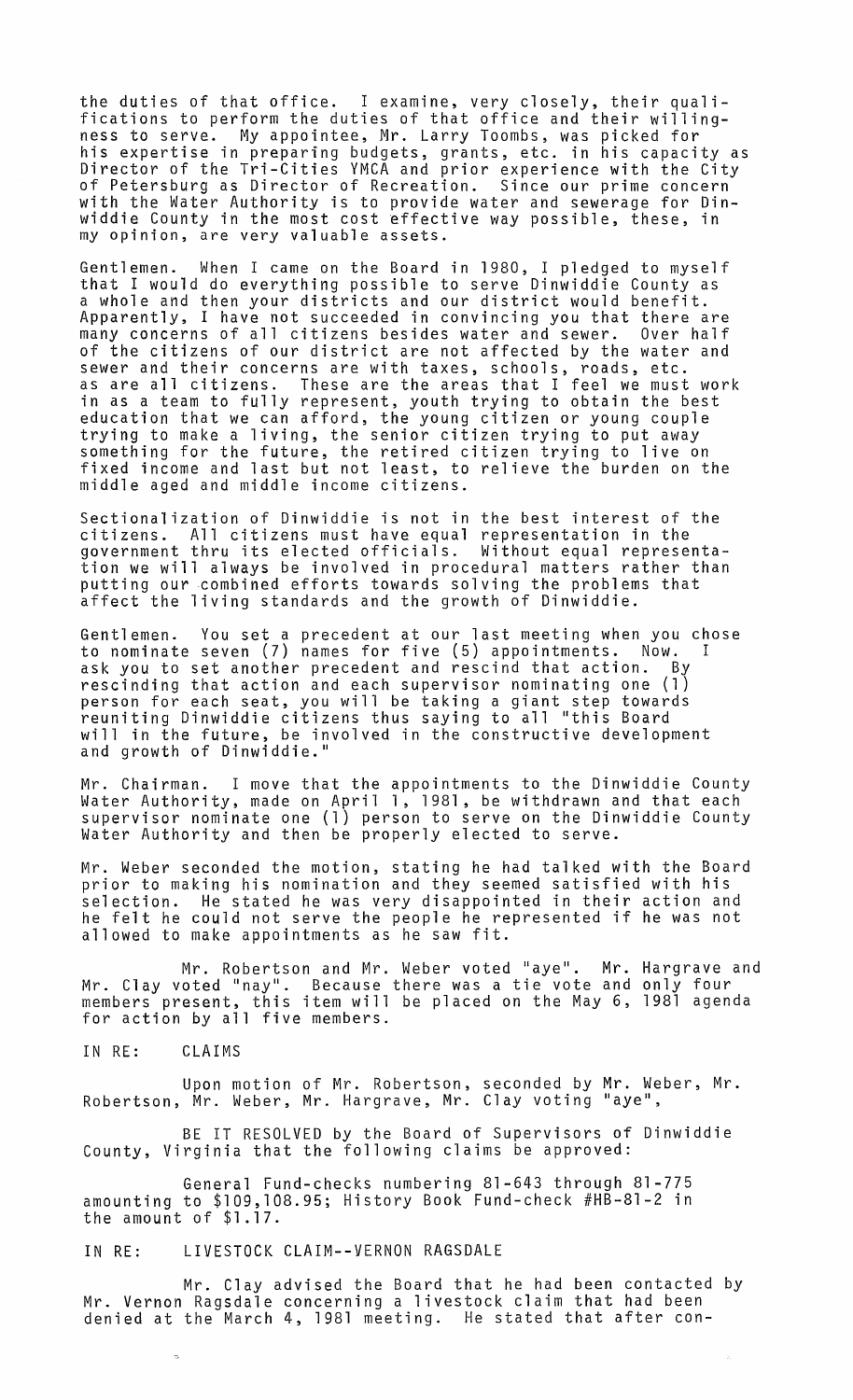the duties of that office. I examine, very closely, their qualifications to perform the duties of that office and their willingness to serve. My appointee, Mr. Larry Toombs, was picked for his expertise in preparing budgets, grants, etc. in his capacity as Director of the Tri-Cities YMCA and prior experience with the City of Petersburg as Director of Recreation. Since our prime concern with the Water Authority is to provide water and sewerage for Dinwiddie County in the most cost effective way possible, these, in my opinion, are very valuable assets.

Gentlemen. When I came on the Board in 1980, I pledged to myself that I would do everything possible to serve Dinwiddie County as a whole and then your districts and our district would benefit. Apparently, I have not succeeded in convincing you that there are many concerns of all citizens besides water and sewer. Over half of the citizens of our district are not affected by the water and sewer and their concerns are with taxes, schools, roads, etc. as are all citizens. These are the areas that I feel we must work in as a team to fully represent, youth trying to obtain the best education that we can afford, the young citizen or young couple trying to make a living, the senior citizen trying to put away something for the future, the retired citizen trying to live on fixed income and last but not least, to relieve the burden on the middle aged and middle income citizens.

Sectionalization of Dinwiddie is not in the best interest of the citizens. All citizens must have equal representation in the government thru its elected officials. Without equal representation we will always be involved in procedural matters rather than putting our combined efforts towards solving the problems that affect the living standards and the growth of Dinwiddie.

Gentlemen. You set a precedent at our last meeting when you chose to nominate seven (7) names for five (5) appointments. Now. I ask you to set another precedent and rescind that action. By rescinding that action and each supervisor nominating one (1) person for each seat, you will be taking a giant step towards reuniting Dinwiddie citizens thus saying to all "this Board will in the future, be involved in the constructive development and growth of Dinwiddie."

Mr. Chairman. I move that the appointments to the Dinwiddie County Water Authority, made on April 1, 1981, be withdrawn and that each supervisor nominate one (1) person to serve on the Dinwiddie County Water Authority and then be properly elected to serve.

Mr. Weber seconded the motion, stating he had talked with the Board prior to making his nomination and they seemed satisfied with his selection. He stated he was very disappointed in their action and he felt he could not serve the people he represented if he was not allowed to make appointments as he saw fit.

Mr. Robertson and Mr. Weber voted "aye". Mr. Hargrave and Mr. Clay voted "nay". Because there was a tie vote and only four members present, this item will be placed on the May 6, 1981 agenda for action by all five members.

IN RE: CLAIMS

Upon motion of Mr. Robertson, seconded by Mr. Weber, Mr. Robertson, Mr. Weber, Mr. Hargrave, Mr. Clay voting "aye",

BE IT RESOLVED by the Board of Supervisors of Dinwiddie County, Virginia that the following claims be approved:

General Fund-checks numbering 81-643 through 81-775 amounting to $109,108.95; History Book Fund-check #HB-81-2 in the amount of $1.17.

IN RE: LIVESTOCK CLAIM--VERNON RAGSDALE

Mr. Clay advised the Board that he had been contacted by Mr. Vernon Ragsdale concerning a livestock claim that had been denied at the March 4, 1981 meeting. He stated that after con-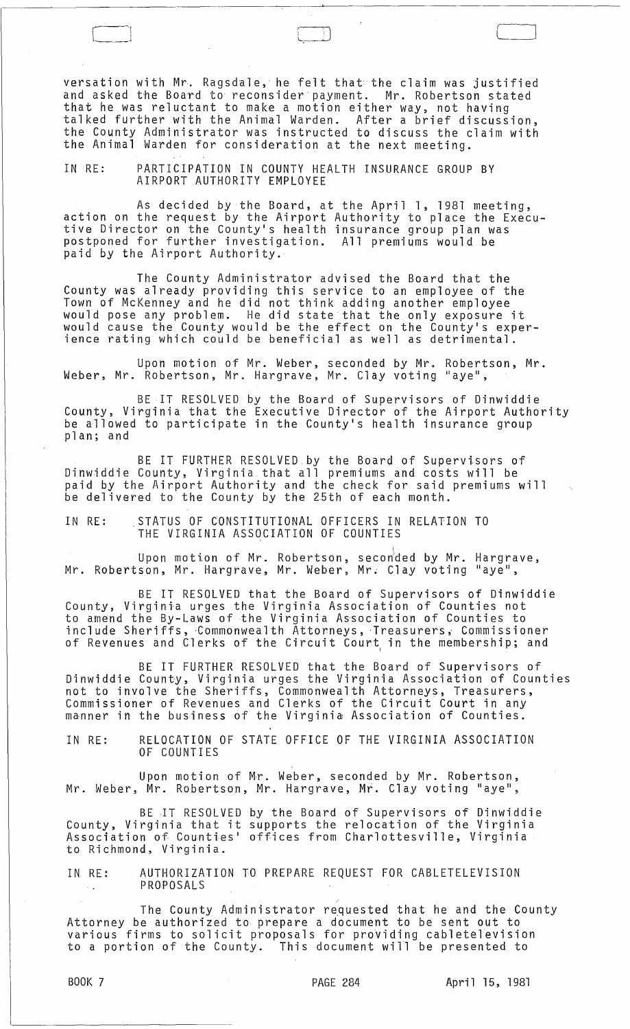versation with Mr. Ragsdale, he felt that the claim was justified and asked the Board to reconsider payment. Mr. Robertson stated that he was reluctant to make a motion either way, not having talked further with the Animal Warden. After a brief discussion, the County Administrator was instructed to discuss the claim with the Animal Warden for consideration at the next meeting.

IN RE: PARTICIPATION IN COUNTY HEALTH INSURANCE GROUP BY AIRPORT AUTHORITY EMPLOYEE

As decided by the Board, at the April 1, 1981 meeting, action on the request by the Airport Authority to place the Executive Director on the County's health insurance group plan was postponed for further investigation. All premiums would be paid by the Airport Authority.

The County Administrator advised the Board that the County was already providing this service to an employee of the Town of McKenney and he did not think adding another employee would pose any problem. He did state that the only exposure it would cause the County would be the effect on the County's experience rating which could be beneficial as well as detrimental.

Upon motion of Mr. Weber, seconded by Mr. Robertson, Mr. Weber, Mr. Robertson, Mr. Hargrave, Mr. Clay voting "aye",

BE IT RESOLVED by the Board of Supervisors of Dinwiddie County, Virginia that the Executive Director of the Airport Authority be allowed to participate in the County's health insurance group plan; and

BE IT FURTHER RESOLVED by the Board of Supervisors of Dinwiddie County, Virginia that all premiums and costs will be paid by the Airport Authority and the check for said premiums will be delivered to the County by the 25th of each month.

IN RE: STATUS OF CONSTITUTIONAL OFFICERS IN RELATION TO THE VIRGINIA ASSOCIATION OF COUNTIES

Upon motion of Mr. Robertson, seconded by Mr. Hargrave, Mr. Robertson, Mr. Hargrave, Mr. Weber, Mr. Clay voting "aye",

BE IT RESOLVED that the Board of Supervisors of Dinwiddie County, Virginia urges the Virginia Association of Counties not to amend the By-Laws of the Virginia Association of Counties to include Sheriffs, Commonwealth Attorneys, Treasurers, Commissioner of Revenues and Clerks of the Circuit Court in the membership; and

BE IT FURTHER RESOLVED that the Board of Supervisors of Dinwiddie County, Virginia urges the Virginia Association of Counties not to involve the Sheriffs, Commonwealth Attorneys, Treasurers, Commissioner of Revenues and Clerks of the Circuit Court in any manner in the business of the Virginia Association of Counties.

IN RE: RELOCATION OF STATE OFFICE OF THE VIRGINIA ASSOCIATION OF COUNTIES

Upon motion of Mr. Weber, seconded by Mr. Robertson, Mr. Weber, Mr. Robertson, Mr. Hargrave, Mr. Clay voting "aye",

BE IT RESOLVED by the Board of Supervisors of Dinwiddie County, Virginia that it supports the relocation of the Virginia Association of Counties' offices from Charlottesville, Virginia to Richmond, Virginia.

IN RE: AUTHORIZATION TO PREPARE REQUEST FOR CABLETELEVISION PROPOSALS

The County Administrator requested that he and the County Attorney be authorized to prepare a document to be sent out to various firms to solicit proposals for providing cabletelevision to a portion of the County. This document will be presented to

BOOK 7 PAGE 284 April 15, 1981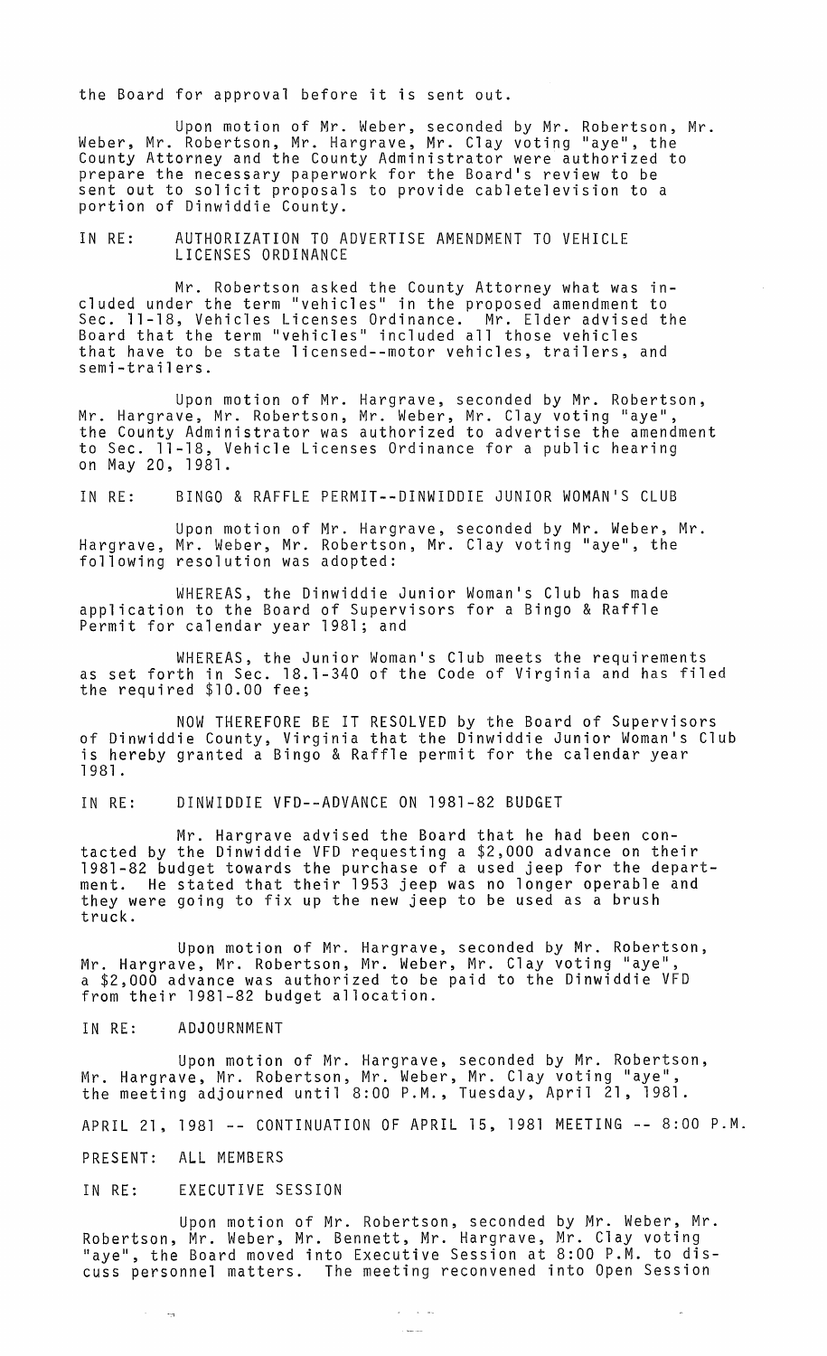the Board for approval before it is sent out.

Upon motion of Mr. Weber, seconded by Mr. Robertson, Mr. Weber, Mr. Robertson, Mr. Hargrave, Mr. Clay voting "aye", the County Attorney and the County Administrator were authorized to prepare the necessary paperwork for the Board's review to be sent out to solicit proposals to provide cabletelevision to a portion of Dinwiddie County.

IN RE: AUTHORIZATION TO ADVERTISE AMENDMENT TO VEHICLE LICENSES ORDINANCE

Mr. Robertson asked the County Attorney what was included under the term "vehicles" in the proposed amendment to Sec. 11-18, Vehicles Licenses Ordinance. Mr. Elder advised the Board that the term "vehicles" included all those vehicles that have to be state licensed--motor vehicles, trailers, and semi-trailers.

Upon motion of Mr. Hargrave, seconded by Mr. Robertson, Mr. Hargrave, Mr. Robertson, Mr. Weber, Mr. Clay voting "aye", the County Administrator was authorized to advertise the amendment to Sec. 11-18, Vehicle Licenses Ordinance for a public hearing on May 20, 1981.

IN RE: BINGO & RAFFLE PERMIT--DINWIDDIE JUNIOR WOMAN'S CLUB

Upon motion of Mr. Hargrave, seconded by Mr. Weber, Mr. Hargrave, Mr. Weber, Mr. Robertson, Mr. Clay voting "aye", the following resolution was adopted:

WHEREAS, the Dinwiddie Junior Woman's Club has made application to the Board of Supervisors for a Bingo & Raffle Permit for calendar year 1981; and

WHEREAS, the Junior Woman's Club meets the requirements as set forth in Sec. 18.1-340 of the Code of Virginia and has filed the required $10.00 fee;

NOW THEREFORE BE IT RESOLVED by the Board of Supervisors of Dinwiddie County, Virginia that the Dinwiddie Junior Woman's Club is hereby granted a Bingo & Raffle permit for the calendar year 1981.

IN RE: DINWIDDIE VFD--ADVANCE ON 1981-82 BUDGET

Mr. Hargrave advised the Board that he had been contacted by the Dinwiddie VFD requesting a $2,000 advance on their 1981-82 budget towards the purchase of a used jeep for the department. He stated that their 1953 jeep was no longer operable and they were going to fix up the new jeep to be used as a brush truck.

Upon motion of Mr. Hargrave, seconded by Mr. Robertson, Mr. Hargrave, Mr. Robertson, Mr. Weber, Mr. Clay voting "aye", a $2,000 advance was authorized to be paid to the Dinwiddie VFD from their 1981-82 budget allocation.

IN RE: ADJOURNMENT

Upon motion of Mr. Hargrave, seconded by Mr. Robertson, Mr. Hargrave, Mr. Robertson, Mr. Weber, Mr. Clay voting "aye", the meeting adjourned until 8:00 P.M., Tuesday, April 21, 1981.

APRIL 21, 1981 -- CONTINUATION OF APRIL 15, 1981 MEETING -- 8:00 P.M.

PRESENT: ALL MEMBERS

IN RE: EXECUTIVE SESSION

Upon motion of Mr. Robertson, seconded by Mr. Weber, Mr. Robertson, Mr. Weber, Mr. Bennett, Mr. Hargrave, Mr. Clay voting "aye", the Board moved into Executive Session at 8:00 P.M. to discuss personnel matters. The meeting reconvened into Open Session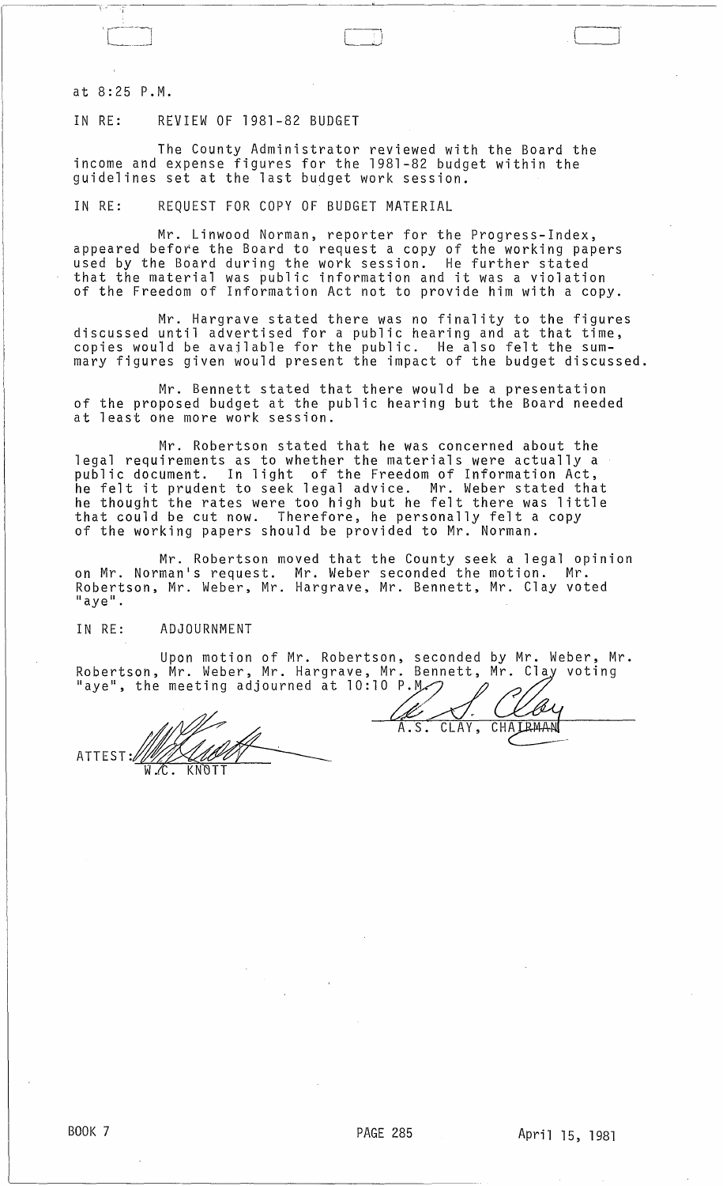at 8:25 P.M.

IN RE: REVIEW OF 1981-82 BUDGET

The County Administrator reviewed with the Board the income and expense figures for the 1981-82 budget within the guidelines set at the last budget work session.

IN RE: REQUEST FOR COPY OF BUDGET MATERIAL

Mr. Linwood Norman, reporter for the Progress-Index, appeared before the Board to request a copy of the working papers used by the Board during the work session. He further stated that the material was public information and it was a violation of the Freedom of Information Act not to provide him with a copy.

Mr. Hargrave stated there was no finality to the figures discussed until advertised for a public hearing and at that time, copies would be available for the public. He also felt the summary figures given would present the impact of the budget discussed.

Mr. Bennett stated that there would be a presentation of the proposed budget at the public hearing but the Board needed at least one more work session.

Mr. Robertson stated that he was concerned about the legal requirements as to whether the materials were actually a public document. In light of the Freedom of Information Act, he felt it prudent to seek legal advice. Mr. Weber stated that he thought the rates were too high but he felt there was little that could be cut now. Therefore, he personally felt a copy of the working papers should be provided to Mr. Norman.

Mr. Robertson moved that the County seek a legal opinion on Mr. Norman's request. Mr. Weber seconded the motion. Mr. Robertson, Mr. Weber, Mr. Hargrave, Mr. Bennett, Mr. Clay voted "aye".

IN RE: ADJOURNMENT

Upon motion of Mr. Robertson, seconded by Mr. Weber, Mr. Robertson, Mr. Weber, Mr. Hargrave, Mr. Bennett, Mr. Clay voting "aye", the meeting adjourned at 10:10 P.M.

A.S. CLAY, CHAIRMAN

ATTEST: W.C. KNOTT

BOOK 7 PAGE 285 April 15, 1981